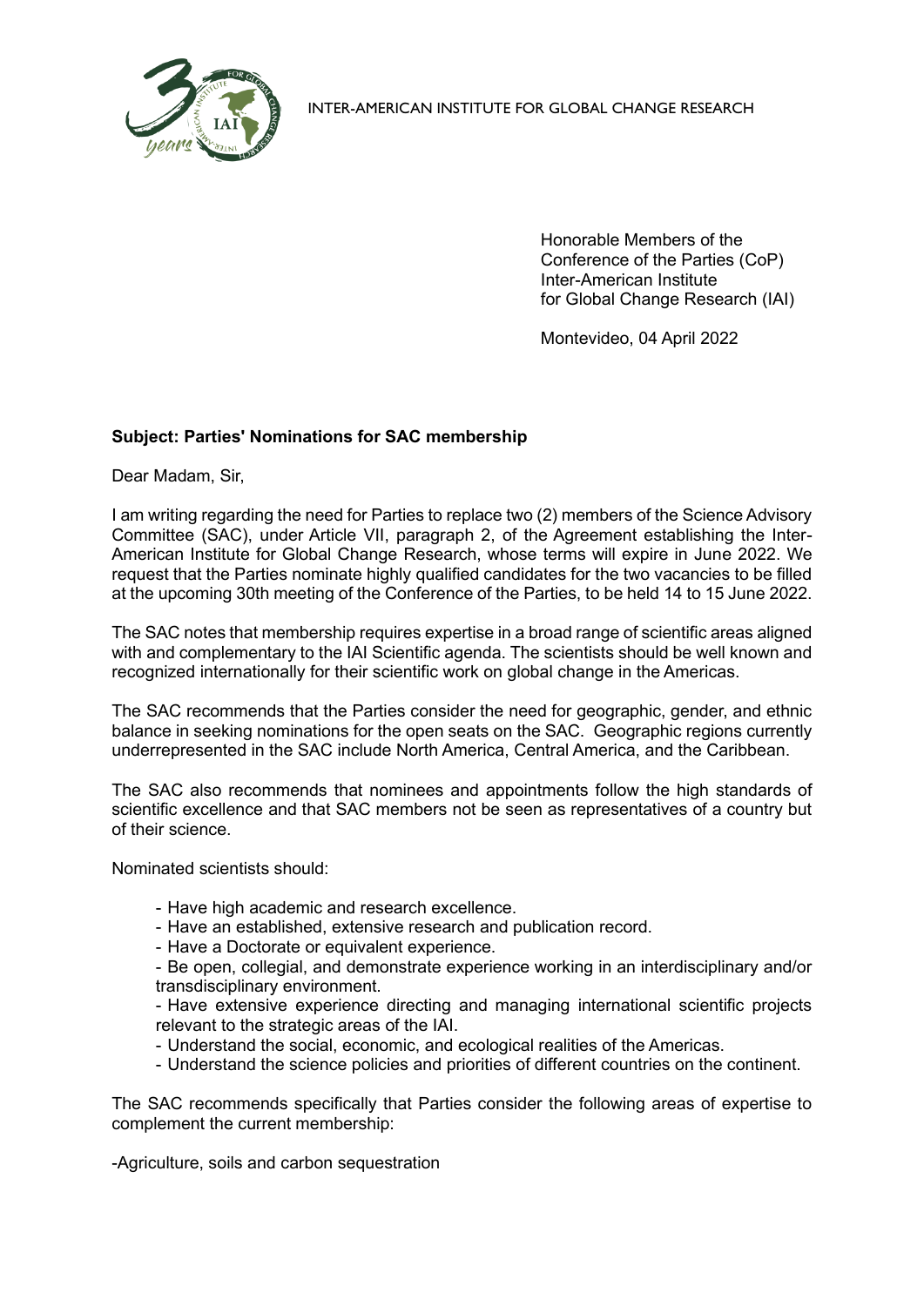INTER-AMERICAN INSTITUTE FOR GLOBAL CHANGE RESEARCH

Honorable Members of the
Conference of the Parties (CoP)
Inter-American Institute
for Global Change Research (IAI)

Montevideo, 04 April 2022

**Subject: Parties' Nominations for SAC membership**

Dear Madam, Sir,

I am writing regarding the need for Parties to replace two (2) members of the Science Advisory Committee (SAC), under Article VII, paragraph 2, of the Agreement establishing the Inter-American Institute for Global Change Research, whose terms will expire in June 2022. We request that the Parties nominate highly qualified candidates for the two vacancies to be filled at the upcoming 30th meeting of the Conference of the Parties, to be held 14 to 15 June 2022.

The SAC notes that membership requires expertise in a broad range of scientific areas aligned with and complementary to the IAI Scientific agenda. The scientists should be well known and recognized internationally for their scientific work on global change in the Americas.

The SAC recommends that the Parties consider the need for geographic, gender, and ethnic balance in seeking nominations for the open seats on the SAC. Geographic regions currently underrepresented in the SAC include North America, Central America, and the Caribbean.

The SAC also recommends that nominees and appointments follow the high standards of scientific excellence and that SAC members not be seen as representatives of a country but of their science.

Nominated scientists should:

- Have high academic and research excellence.
- Have an established, extensive research and publication record.
- Have a Doctorate or equivalent experience.
- Be open, collegial, and demonstrate experience working in an interdisciplinary and/or transdisciplinary environment.
- Have extensive experience directing and managing international scientific projects relevant to the strategic areas of the IAI.
- Understand the social, economic, and ecological realities of the Americas.
- Understand the science policies and priorities of different countries on the continent.

The SAC recommends specifically that Parties consider the following areas of expertise to complement the current membership:

-Agriculture, soils and carbon sequestration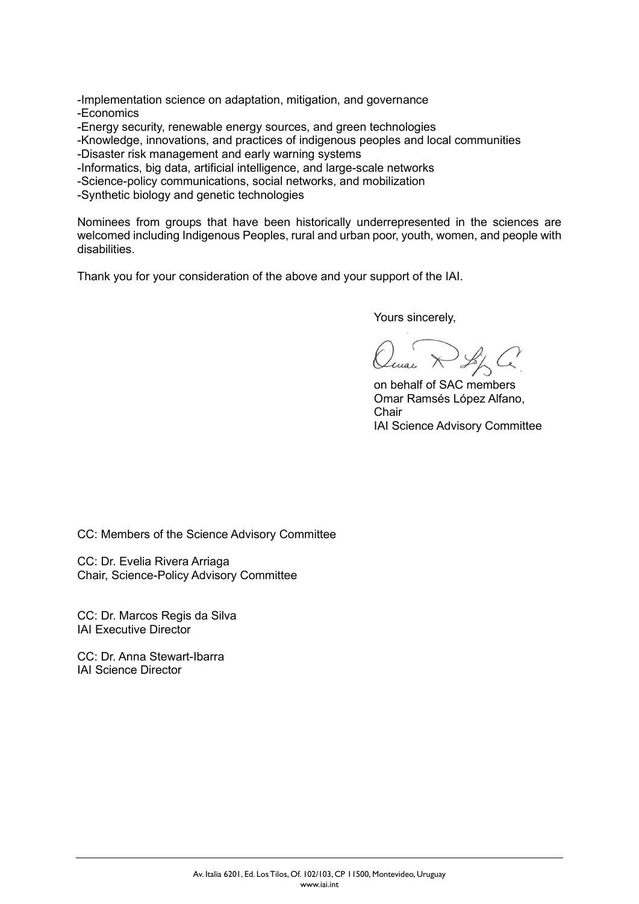- Implementation science on adaptation, mitigation, and governance
- Economics
- Energy security, renewable energy sources, and green technologies
- Knowledge, innovations, and practices of indigenous peoples and local communities
- Disaster risk management and early warning systems
- Informatics, big data, artificial intelligence, and large-scale networks
- Science-policy communications, social networks, and mobilization
- Synthetic biology and genetic technologies

Nominees from groups that have been historically underrepresented in the sciences are welcomed including Indigenous Peoples, rural and urban poor, youth, women, and people with disabilities.

Thank you for your consideration of the above and your support of the IAI.

Yours sincerely,

on behalf of SAC members
Omar Ramsés López Alfano,
Chair
IAI Science Advisory Committee

CC: Members of the Science Advisory Committee

CC: Dr. Evelia Rivera Arriaga
Chair, Science-Policy Advisory Committee

CC: Dr. Marcos Regis da Silva
IAI Executive Director

CC: Dr. Anna Stewart-Ibarra
IAI Science Director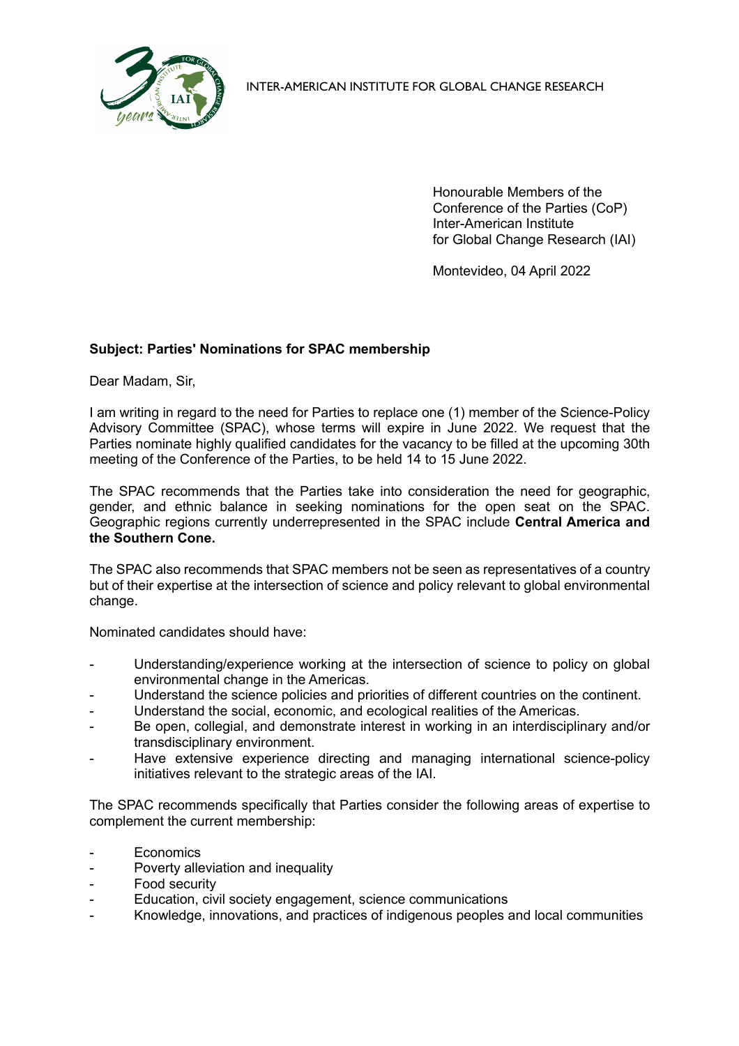INTER-AMERICAN INSTITUTE FOR GLOBAL CHANGE RESEARCH

Honourable Members of the
Conference of the Parties (CoP)
Inter-American Institute
for Global Change Research (IAI)

Montevideo, 04 April 2022

**Subject: Parties' Nominations for SPAC membership**

Dear Madam, Sir,

I am writing in regard to the need for Parties to replace one (1) member of the Science-Policy Advisory Committee (SPAC), whose terms will expire in June 2022. We request that the Parties nominate highly qualified candidates for the vacancy to be filled at the upcoming 30th meeting of the Conference of the Parties, to be held 14 to 15 June 2022.

The SPAC recommends that the Parties take into consideration the need for geographic, gender, and ethnic balance in seeking nominations for the open seat on the SPAC. Geographic regions currently underrepresented in the SPAC include **Central America and the Southern Cone.**

The SPAC also recommends that SPAC members not be seen as representatives of a country but of their expertise at the intersection of science and policy relevant to global environmental change.

Nominated candidates should have:

- Understanding/experience working at the intersection of science to policy on global environmental change in the Americas.
- Understand the science policies and priorities of different countries on the continent.
- Understand the social, economic, and ecological realities of the Americas.
- Be open, collegial, and demonstrate interest in working in an interdisciplinary and/or transdisciplinary environment.
- Have extensive experience directing and managing international science-policy initiatives relevant to the strategic areas of the IAI.

The SPAC recommends specifically that Parties consider the following areas of expertise to complement the current membership:

- Economics
- Poverty alleviation and inequality
- Food security
- Education, civil society engagement, science communications
- Knowledge, innovations, and practices of indigenous peoples and local communities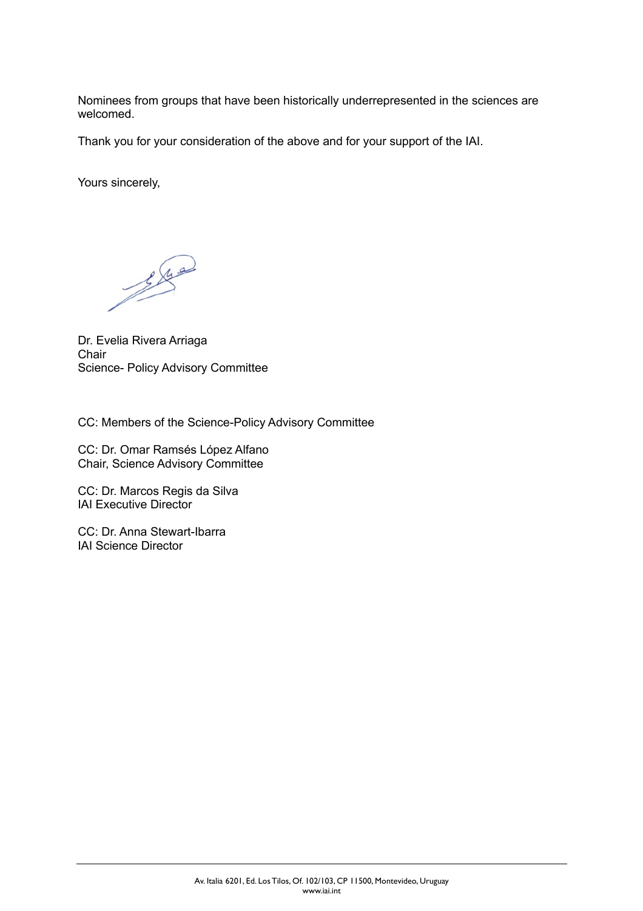Nominees from groups that have been historically underrepresented in the sciences are welcomed.

Thank you for your consideration of the above and for your support of the IAI.

Yours sincerely,

Dr. Evelia Rivera Arriaga  
Chair  
Science- Policy Advisory Committee

CC: Members of the Science-Policy Advisory Committee

CC: Dr. Omar Ramsés López Alfano  
Chair, Science Advisory Committee

CC: Dr. Marcos Regis da Silva  
IAI Executive Director

CC: Dr. Anna Stewart-Ibarra  
IAI Science Director